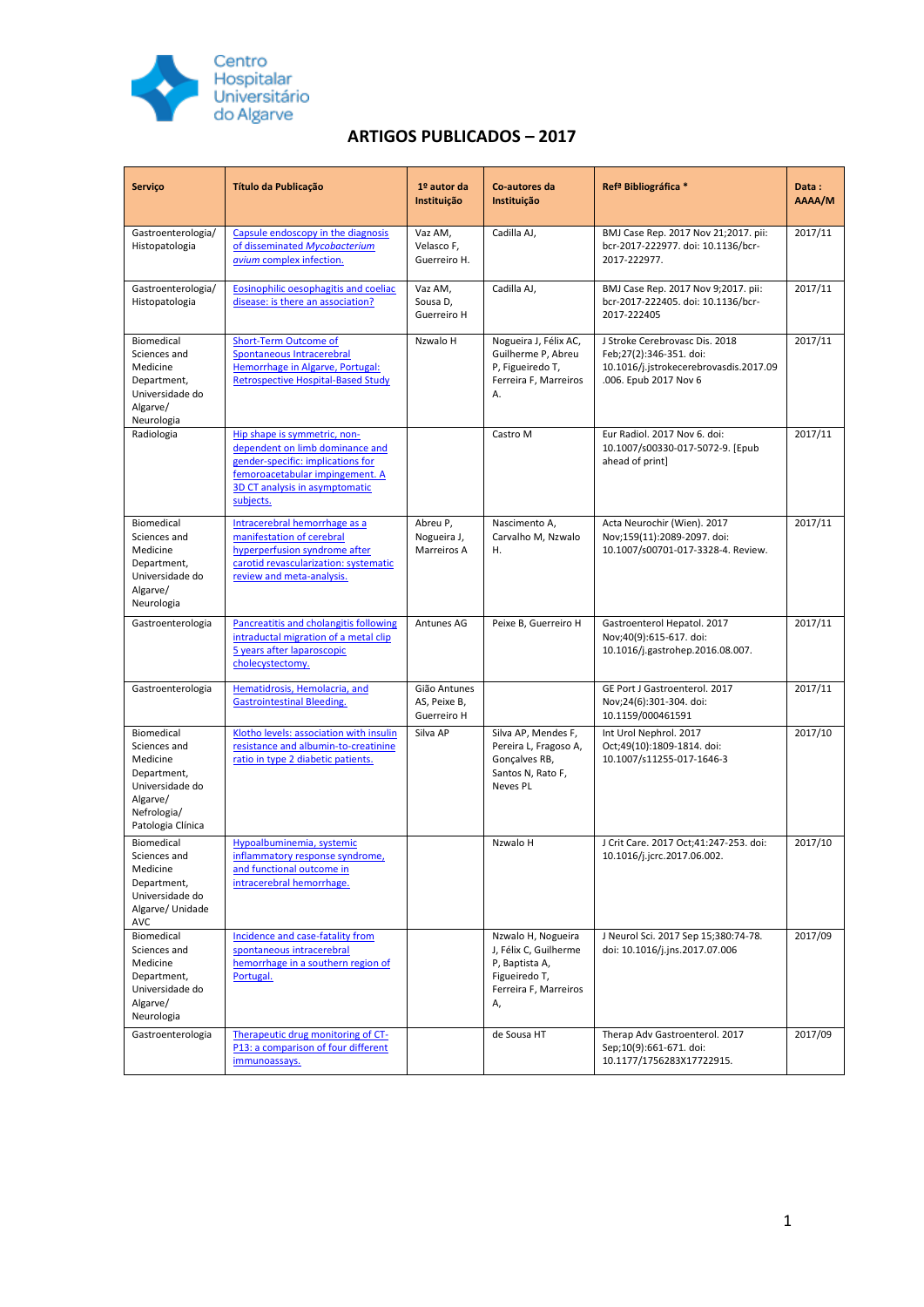Centro Hospitalar Universitário do Algarve

# ARTIGOS PUBLICADOS – 2017

| Serviço | Título da Publicação | 1º autor da Instituição | Co-autores da Instituição | Refª Bibliográfica * | Data : AAAA/M |
|---|---|---|---|---|---|
| Gastroenterologia/ Histopatologia | Capsule endoscopy in the diagnosis of disseminated *Mycobacterium avium* complex infection. | Vaz AM, Velasco F, Guerreiro H. | Cadilla AJ, | BMJ Case Rep. 2017 Nov 21;2017. pii: bcr-2017-222977. doi: 10.1136/bcr-2017-222977. | 2017/11 |
| Gastroenterologia/ Histopatologia | Eosinophilic oesophagitis and coeliac disease: is there an association? | Vaz AM, Sousa D, Guerreiro H | Cadilla AJ, | BMJ Case Rep. 2017 Nov 9;2017. pii: bcr-2017-222405. doi: 10.1136/bcr-2017-222405 | 2017/11 |
| Biomedical Sciences and Medicine Department, Universidade do Algarve/ Neurologia | Short-Term Outcome of Spontaneous Intracerebral Hemorrhage in Algarve, Portugal: Retrospective Hospital-Based Study | Nzwalo H | Nogueira J, Félix AC, Guilherme P, Abreu P, Figueiredo T, Ferreira F, Marreiros A. | J Stroke Cerebrovasc Dis. 2018 Feb;27(2):346-351. doi: 10.1016/j.jstrokecerebrovasdis.2017.09.006. Epub 2017 Nov 6 | 2017/11 |
| Radiologia | Hip shape is symmetric, non-dependent on limb dominance and gender-specific: implications for femoroacetabular impingement. A 3D CT analysis in asymptomatic subjects. | | Castro M | Eur Radiol. 2017 Nov 6. doi: 10.1007/s00330-017-5072-9. [Epub ahead of print] | 2017/11 |
| Biomedical Sciences and Medicine Department, Universidade do Algarve/ Neurologia | Intracerebral hemorrhage as a manifestation of cerebral hyperperfusion syndrome after carotid revascularization: systematic review and meta-analysis. | Abreu P, Nogueira J, Marreiros A | Nascimento A, Carvalho M, Nzwalo H. | Acta Neurochir (Wien). 2017 Nov;159(11):2089-2097. doi: 10.1007/s00701-017-3328-4. Review. | 2017/11 |
| Gastroenterologia | Pancreatitis and cholangitis following intraductal migration of a metal clip 5 years after laparoscopic cholecystectomy. | Antunes AG | Peixe B, Guerreiro H | Gastroenterol Hepatol. 2017 Nov;40(9):615-617. doi: 10.1016/j.gastrohep.2016.08.007. | 2017/11 |
| Gastroenterologia | Hematidrosis, Hemolacria, and Gastrointestinal Bleeding. | Gião Antunes AS, Peixe B, Guerreiro H | | GE Port J Gastroenterol. 2017 Nov;24(6):301-304. doi: 10.1159/000461591 | 2017/11 |
| Biomedical Sciences and Medicine Department, Universidade do Algarve/ Nefrologia/ Patologia Clínica | Klotho levels: association with insulin resistance and albumin-to-creatinine ratio in type 2 diabetic patients. | Silva AP | Silva AP, Mendes F, Pereira L, Fragoso A, Gonçalves RB, Santos N, Rato F, Neves PL | Int Urol Nephrol. 2017 Oct;49(10):1809-1814. doi: 10.1007/s11255-017-1646-3 | 2017/10 |
| Biomedical Sciences and Medicine Department, Universidade do Algarve/ Unidade AVC | Hypoalbuminemia, systemic inflammatory response syndrome, and functional outcome in intracerebral hemorrhage. | | Nzwalo H | J Crit Care. 2017 Oct;41:247-253. doi: 10.1016/j.jcrc.2017.06.002. | 2017/10 |
| Biomedical Sciences and Medicine Department, Universidade do Algarve/ Neurologia | Incidence and case-fatality from spontaneous intracerebral hemorrhage in a southern region of Portugal. | | Nzwalo H, Nogueira J, Félix C, Guilherme P, Baptista A, Figueiredo T, Ferreira F, Marreiros A, | J Neurol Sci. 2017 Sep 15;380:74-78. doi: 10.1016/j.jns.2017.07.006 | 2017/09 |
| Gastroenterologia | Therapeutic drug monitoring of CT-P13: a comparison of four different immunoassays. | | de Sousa HT | Therap Adv Gastroenterol. 2017 Sep;10(9):661-671. doi: 10.1177/1756283X17722915. | 2017/09 |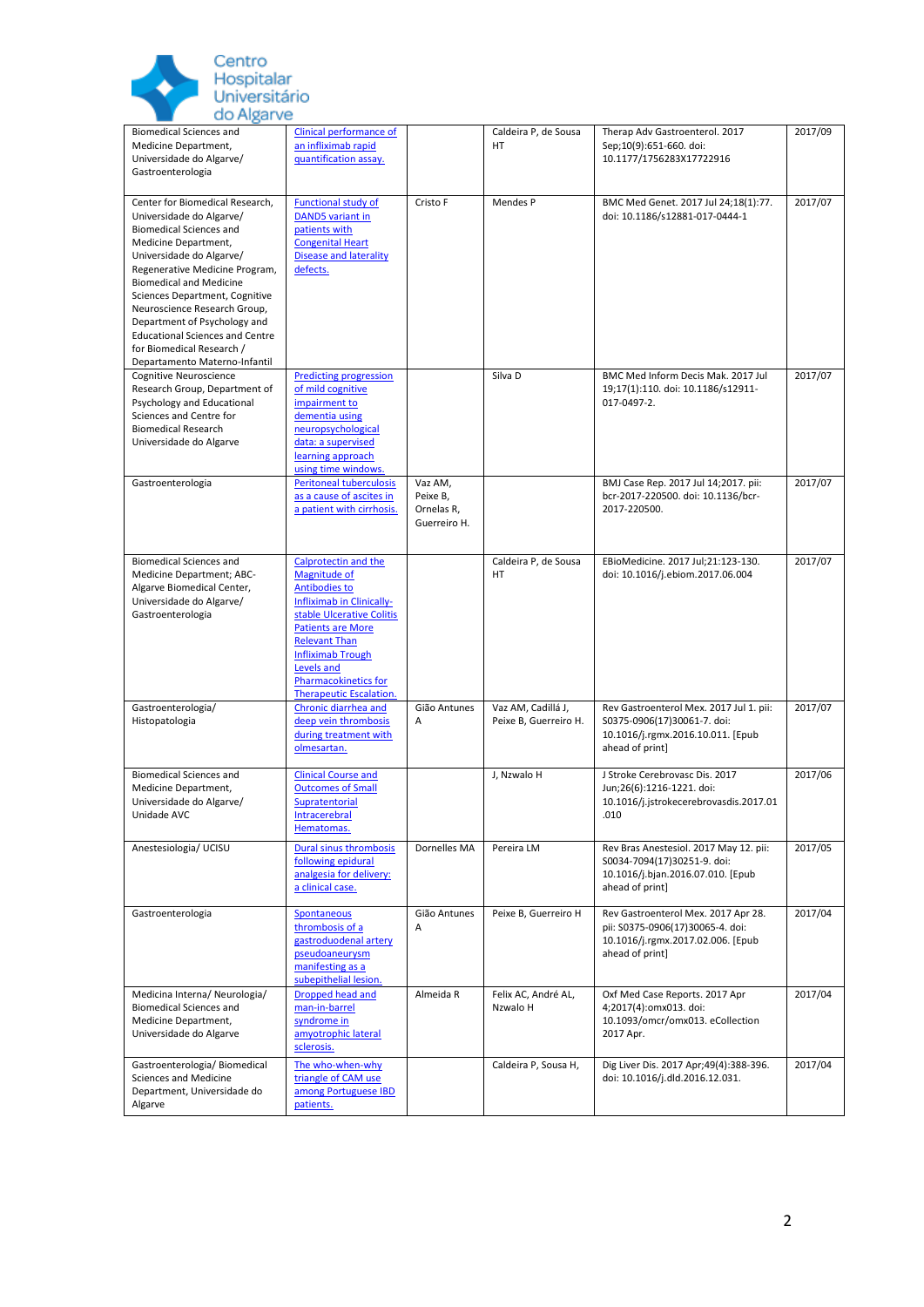| | | | | | |
|---|---|---|---|---|---|
| Biomedical Sciences and Medicine Department, Universidade do Algarve/ Gastroenterologia | Clinical performance of an infliximab rapid quantification assay. | | Caldeira P, de Sousa HT | Therap Adv Gastroenterol. 2017 Sep;10(9):651-660. doi: 10.1177/1756283X17722916 | 2017/09 |
| Center for Biomedical Research, Universidade do Algarve/ Biomedical Sciences and Medicine Department, Universidade do Algarve/ Regenerative Medicine Program, Biomedical and Medicine Sciences Department, Cognitive Neuroscience Research Group, Department of Psychology and Educational Sciences and Centre for Biomedical Research / Departamento Materno-Infantil | Functional study of DAND5 variant in patients with Congenital Heart Disease and laterality defects. | Cristo F | Mendes P | BMC Med Genet. 2017 Jul 24;18(1):77. doi: 10.1186/s12881-017-0444-1 | 2017/07 |
| Cognitive Neuroscience Research Group, Department of Psychology and Educational Sciences and Centre for Biomedical Research Universidade do Algarve | Predicting progression of mild cognitive impairment to dementia using neuropsychological data: a supervised learning approach using time windows. | | Silva D | BMC Med Inform Decis Mak. 2017 Jul 19;17(1):110. doi: 10.1186/s12911-017-0497-2. | 2017/07 |
| Gastroenterologia | Peritoneal tuberculosis as a cause of ascites in a patient with cirrhosis. | Vaz AM, Peixe B, Ornelas R, Guerreiro H. | | BMJ Case Rep. 2017 Jul 14;2017. pii: bcr-2017-220500. doi: 10.1136/bcr-2017-220500. | 2017/07 |
| Biomedical Sciences and Medicine Department; ABC-Algarve Biomedical Center, Universidade do Algarve/ Gastroenterologia | Calprotectin and the Magnitude of Antibodies to Infliximab in Clinically-stable Ulcerative Colitis Patients are More Relevant Than Infliximab Trough Levels and Pharmacokinetics for Therapeutic Escalation. | | Caldeira P, de Sousa HT | EBioMedicine. 2017 Jul;21:123-130. doi: 10.1016/j.ebiom.2017.06.004 | 2017/07 |
| Gastroenterologia/ Histopatologia | Chronic diarrhea and deep vein thrombosis during treatment with olmesartan. | Gião Antunes A | Vaz AM, Cadillá J, Peixe B, Guerreiro H. | Rev Gastroenterol Mex. 2017 Jul 1. pii: S0375-0906(17)30061-7. doi: 10.1016/j.rgmx.2016.10.011. [Epub ahead of print] | 2017/07 |
| Biomedical Sciences and Medicine Department, Universidade do Algarve/ Unidade AVC | Clinical Course and Outcomes of Small Supratentorial Intracerebral Hematomas. | | J, Nzwalo H | J Stroke Cerebrovasc Dis. 2017 Jun;26(6):1216-1221. doi: 10.1016/j.jstrokecerebrovasdis.2017.01.010 | 2017/06 |
| Anestesiologia/ UCISU | Dural sinus thrombosis following epidural analgesia for delivery: a clinical case. | Dornelles MA | Pereira LM | Rev Bras Anestesiol. 2017 May 12. pii: S0034-7094(17)30251-9. doi: 10.1016/j.bjan.2016.07.010. [Epub ahead of print] | 2017/05 |
| Gastroenterologia | Spontaneous thrombosis of a gastroduodenal artery pseudoaneurysm manifesting as a subepithelial lesion. | Gião Antunes A | Peixe B, Guerreiro H | Rev Gastroenterol Mex. 2017 Apr 28. pii: S0375-0906(17)30065-4. doi: 10.1016/j.rgmx.2017.02.006. [Epub ahead of print] | 2017/04 |
| Medicina Interna/ Neurologia/ Biomedical Sciences and Medicine Department, Universidade do Algarve | Dropped head and man-in-barrel syndrome in amyotrophic lateral sclerosis. | Almeida R | Felix AC, André AL, Nzwalo H | Oxf Med Case Reports. 2017 Apr 4;2017(4):omx013. doi: 10.1093/omcr/omx013. eCollection 2017 Apr. | 2017/04 |
| Gastroenterologia/ Biomedical Sciences and Medicine Department, Universidade do Algarve | The who-when-why triangle of CAM use among Portuguese IBD patients. | | Caldeira P, Sousa H, | Dig Liver Dis. 2017 Apr;49(4):388-396. doi: 10.1016/j.dld.2016.12.031. | 2017/04 |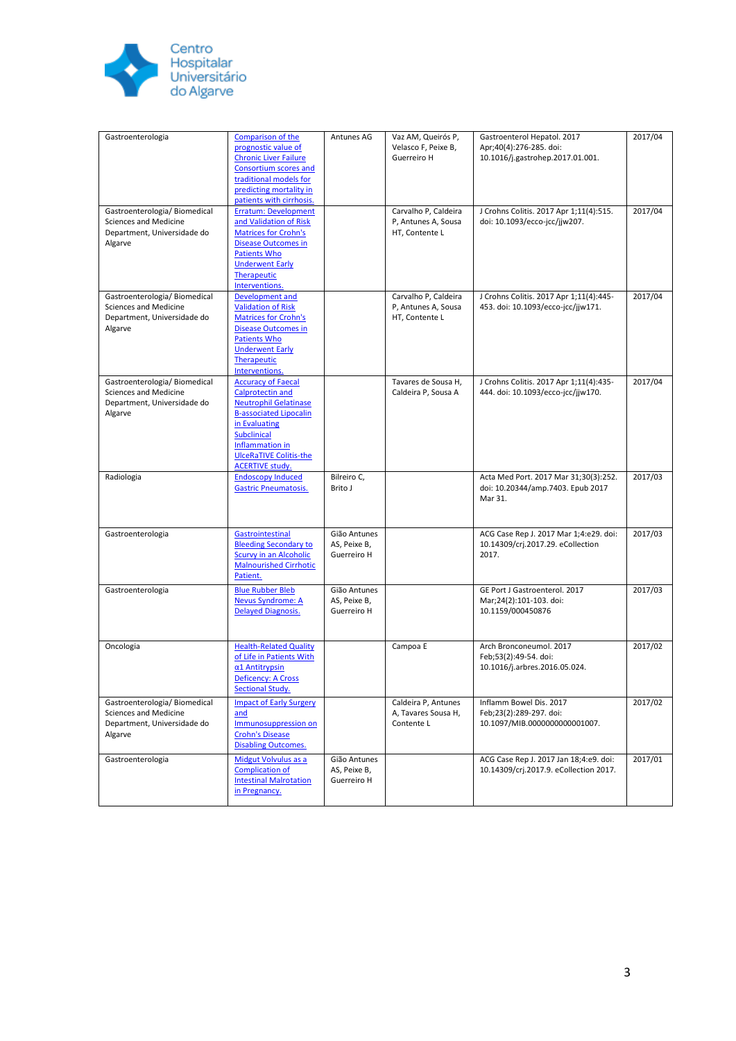| Gastroenterologia | Comparison of the prognostic value of Chronic Liver Failure Consortium scores and traditional models for predicting mortality in patients with cirrhosis. | Antunes AG | Vaz AM, Queirós P, Velasco F, Peixe B, Guerreiro H | Gastroenterol Hepatol. 2017 Apr;40(4):276-285. doi: 10.1016/j.gastrohep.2017.01.001. | 2017/04 |
|---|---|---|---|---|---|
| Gastroenterologia/ Biomedical Sciences and Medicine Department, Universidade do Algarve | Erratum: Development and Validation of Risk Matrices for Crohn's Disease Outcomes in Patients Who Underwent Early Therapeutic Interventions. | | Carvalho P, Caldeira P, Antunes A, Sousa HT, Contente L | J Crohns Colitis. 2017 Apr 1;11(4):515. doi: 10.1093/ecco-jcc/jjw207. | 2017/04 |
| Gastroenterologia/ Biomedical Sciences and Medicine Department, Universidade do Algarve | Development and Validation of Risk Matrices for Crohn's Disease Outcomes in Patients Who Underwent Early Therapeutic Interventions. | | Carvalho P, Caldeira P, Antunes A, Sousa HT, Contente L | J Crohns Colitis. 2017 Apr 1;11(4):445-453. doi: 10.1093/ecco-jcc/jjw171. | 2017/04 |
| Gastroenterologia/ Biomedical Sciences and Medicine Department, Universidade do Algarve | Accuracy of Faecal Calprotectin and Neutrophil Gelatinase B-associated Lipocalin in Evaluating Subclinical Inflammation in UlceRaTIVE Colitis-the ACERTIVE study. | | Tavares de Sousa H, Caldeira P, Sousa A | J Crohns Colitis. 2017 Apr 1;11(4):435-444. doi: 10.1093/ecco-jcc/jjw170. | 2017/04 |
| Radiologia | Endoscopy Induced Gastric Pneumatosis. | Bilreiro C, Brito J | | Acta Med Port. 2017 Mar 31;30(3):252. doi: 10.20344/amp.7403. Epub 2017 Mar 31. | 2017/03 |
| Gastroenterologia | Gastrointestinal Bleeding Secondary to Scurvy in an Alcoholic Malnourished Cirrhotic Patient. | Gião Antunes AS, Peixe B, Guerreiro H | | ACG Case Rep J. 2017 Mar 1;4:e29. doi: 10.14309/crj.2017.29. eCollection 2017. | 2017/03 |
| Gastroenterologia | Blue Rubber Bleb Nevus Syndrome: A Delayed Diagnosis. | Gião Antunes AS, Peixe B, Guerreiro H | | GE Port J Gastroenterol. 2017 Mar;24(2):101-103. doi: 10.1159/000450876 | 2017/03 |
| Oncologia | Health-Related Quality of Life in Patients With α1 Antitrypsin Deficency: A Cross Sectional Study. | | Campoa E | Arch Bronconeumol. 2017 Feb;53(2):49-54. doi: 10.1016/j.arbres.2016.05.024. | 2017/02 |
| Gastroenterologia/ Biomedical Sciences and Medicine Department, Universidade do Algarve | Impact of Early Surgery and Immunosuppression on Crohn's Disease Disabling Outcomes. | | Caldeira P, Antunes A, Tavares Sousa H, Contente L | Inflamm Bowel Dis. 2017 Feb;23(2):289-297. doi: 10.1097/MIB.0000000000001007. | 2017/02 |
| Gastroenterologia | Midgut Volvulus as a Complication of Intestinal Malrotation in Pregnancy. | Gião Antunes AS, Peixe B, Guerreiro H | | ACG Case Rep J. 2017 Jan 18;4:e9. doi: 10.14309/crj.2017.9. eCollection 2017. | 2017/01 |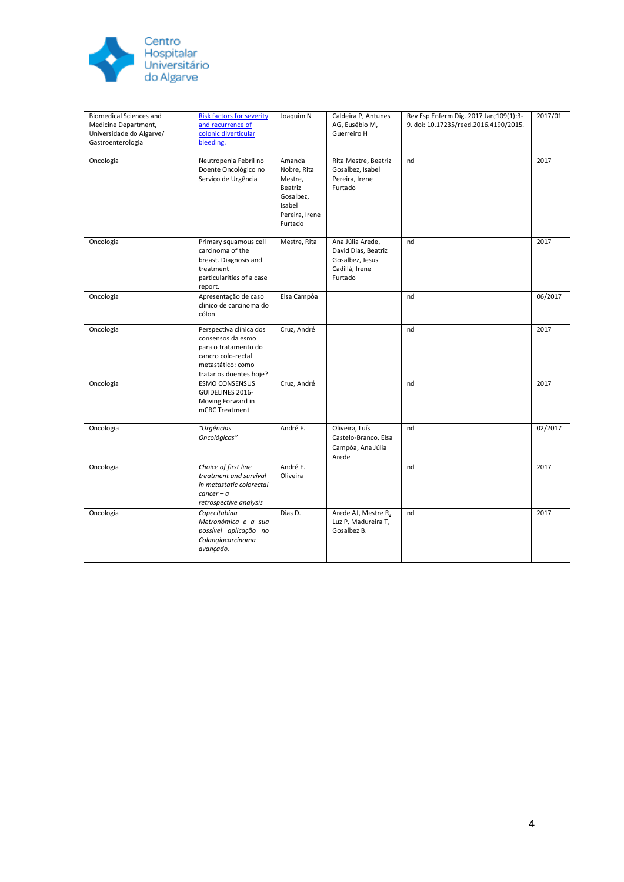| | | | | | |
|---|---|---|---|---|---|
| Biomedical Sciences and Medicine Department, Universidade do Algarve/ Gastroenterologia | Risk factors for severity and recurrence of colonic diverticular bleeding. | Joaquim N | Caldeira P, Antunes AG, Eusébio M, Guerreiro H | Rev Esp Enferm Dig. 2017 Jan;109(1):3-9. doi: 10.17235/reed.2016.4190/2015. | 2017/01 |
| Oncologia | Neutropenia Febril no Doente Oncológico no Serviço de Urgência | Amanda Nobre, Rita Mestre, Beatriz Gosalbez, Isabel Pereira, Irene Furtado | Rita Mestre, Beatriz Gosalbez, Isabel Pereira, Irene Furtado | nd | 2017 |
| Oncologia | Primary squamous cell carcinoma of the breast. Diagnosis and treatment particularities of a case report. | Mestre, Rita | Ana Júlia Arede, David Dias, Beatriz Gosalbez, Jesus Cadillá, Irene Furtado | nd | 2017 |
| Oncologia | Apresentação de caso clinico de carcinoma do cólon | Elsa Campôa | | nd | 06/2017 |
| Oncologia | Perspectiva clínica dos consensos da esmo para o tratamento do cancro colo-rectal metastático: como tratar os doentes hoje? | Cruz, André | | nd | 2017 |
| Oncologia | ESMO CONSENSUS GUIDELINES 2016-Moving Forward in mCRC Treatment | Cruz, André | | nd | 2017 |
| Oncologia | *"Urgências Oncológicas"* | André F. | Oliveira, Luís Castelo-Branco, Elsa Campôa, Ana Júlia Arede | nd | 02/2017 |
| Oncologia | *Choice of first line treatment and survival in metastatic colorectal cancer – a retrospective analysis* | André F. Oliveira | | nd | 2017 |
| Oncologia | *Capecitabina Metronómica e a sua possível aplicação no Colangiocarcinoma avançado.* | Dias D. | Arede AJ, Mestre R, Luz P, Madureira T, Gosalbez B. | nd | 2017 |